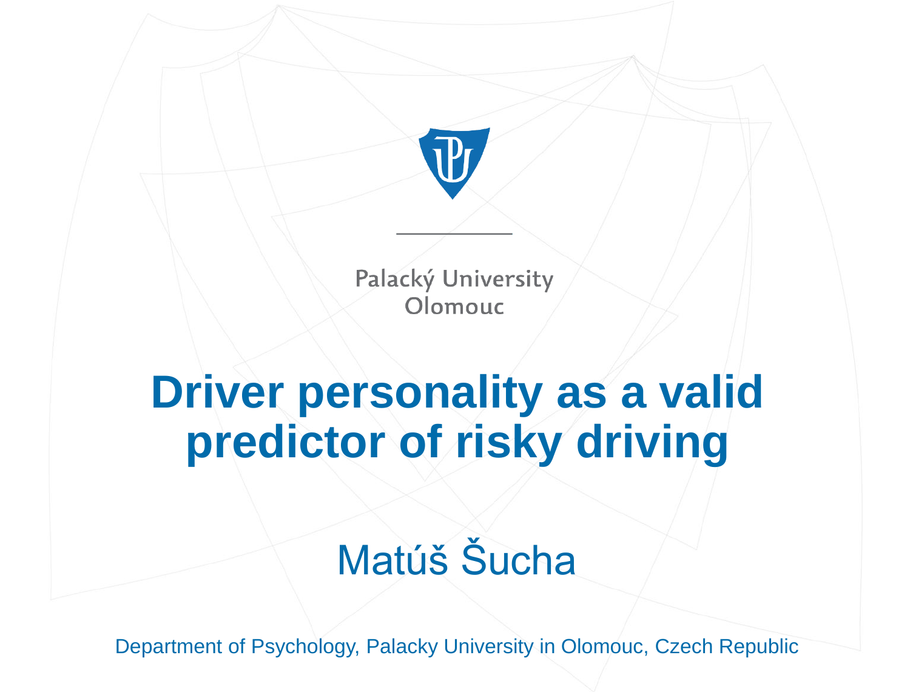Palacký University
Olomouc

# Driver personality as a valid predictor of risky driving

Matúš Šucha

Department of Psychology, Palacky University in Olomouc, Czech Republic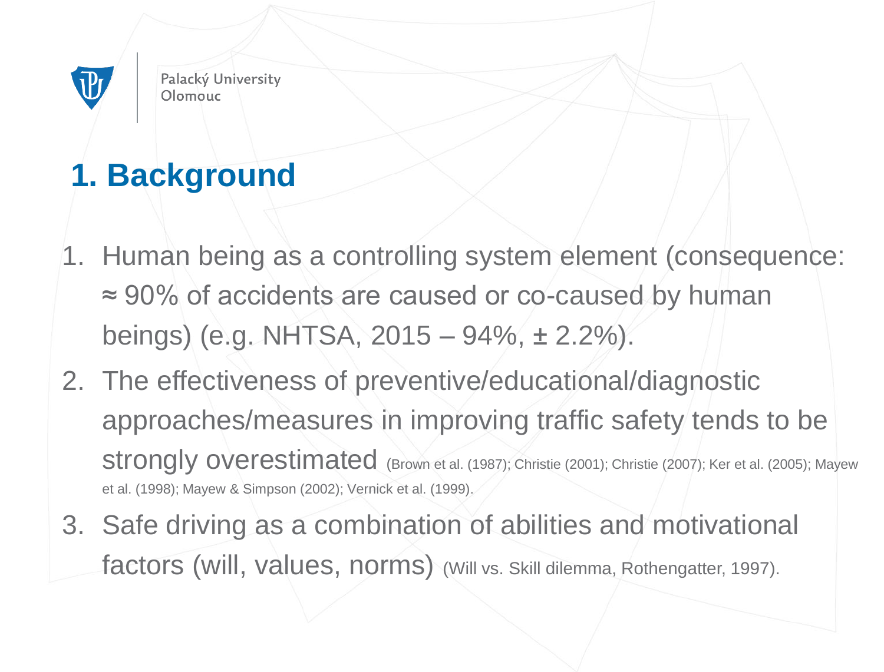# 1. Background

1. Human being as a controlling system element (consequence: ≈ 90% of accidents are caused or co-caused by human beings) (e.g. NHTSA, 2015 – 94%, ± 2.2%).
2. The effectiveness of preventive/educational/diagnostic approaches/measures in improving traffic safety tends to be strongly overestimated (Brown et al. (1987); Christie (2001); Christie (2007); Ker et al. (2005); Mayew et al. (1998); Mayew & Simpson (2002); Vernick et al. (1999).
3. Safe driving as a combination of abilities and motivational factors (will, values, norms) (Will vs. Skill dilemma, Rothengatter, 1997).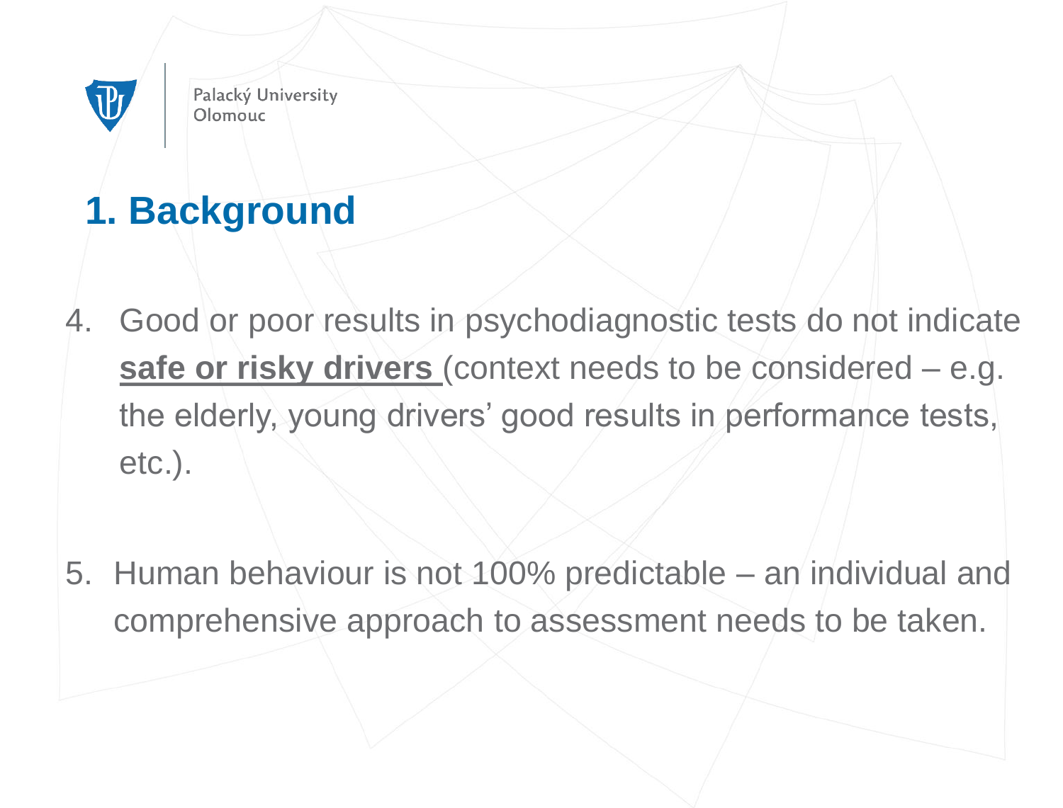## 1. Background

4. Good or poor results in psychodiagnostic tests do not indicate **safe or risky drivers** (context needs to be considered – e.g. the elderly, young drivers' good results in performance tests, etc.).

5. Human behaviour is not 100% predictable – an individual and comprehensive approach to assessment needs to be taken.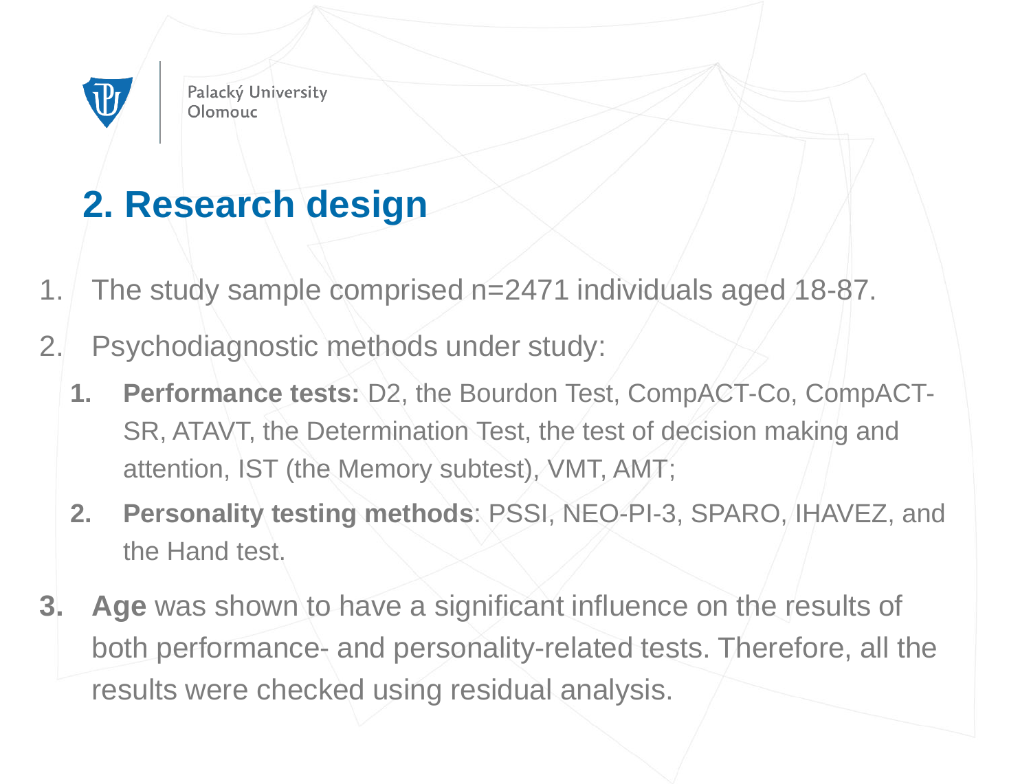## 2. Research design

1. The study sample comprised n=2471 individuals aged 18-87.
2. Psychodiagnostic methods under study:
   1. **Performance tests:** D2, the Bourdon Test, CompACT-Co, CompACT-SR, ATAVT, the Determination Test, the test of decision making and attention, IST (the Memory subtest), VMT, AMT;
   2. **Personality testing methods**: PSSI, NEO-PI-3, SPARO, IHAVEZ, and the Hand test.
3. **Age** was shown to have a significant influence on the results of both performance- and personality-related tests. Therefore, all the results were checked using residual analysis.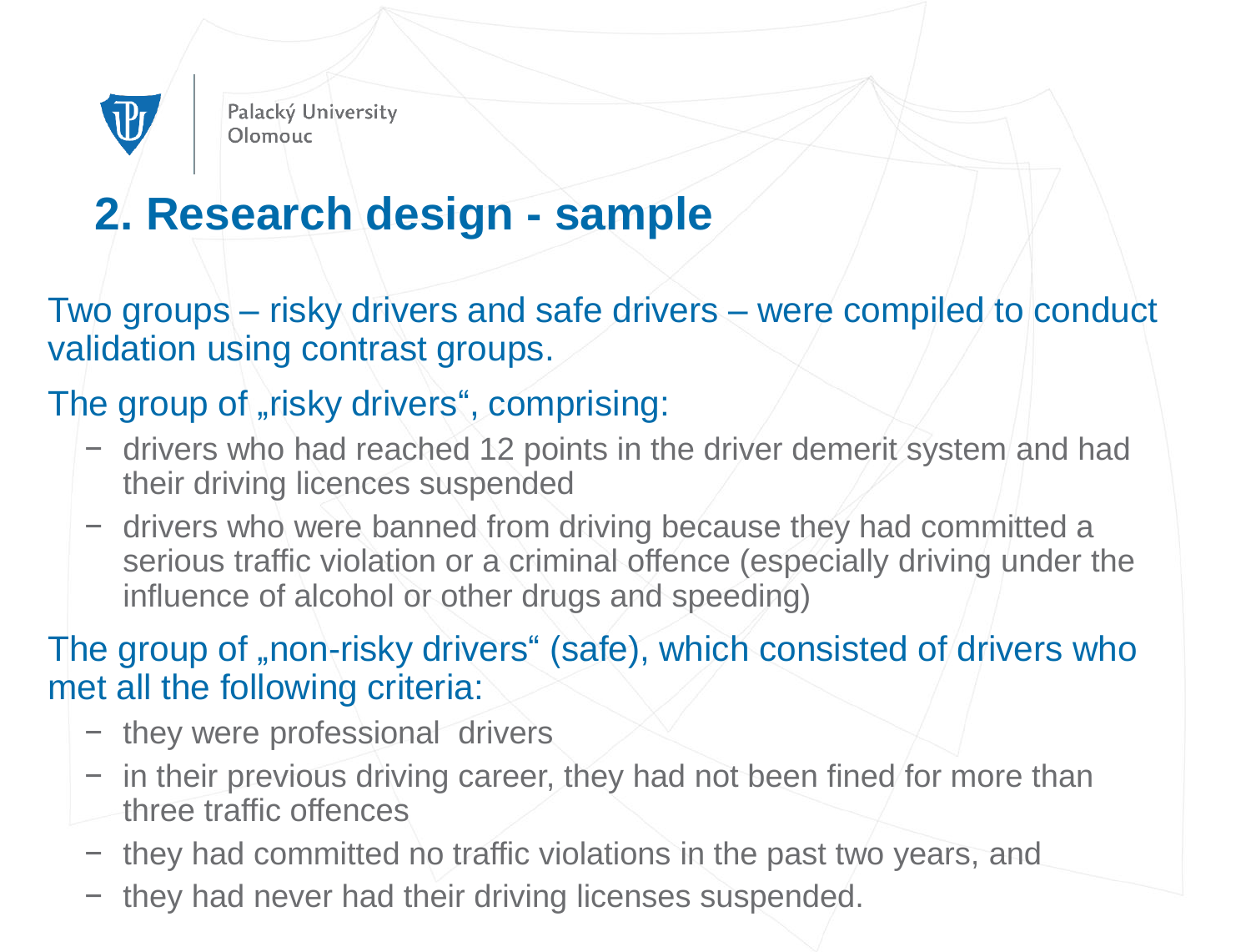## 2. Research design - sample

Two groups – risky drivers and safe drivers – were compiled to conduct validation using contrast groups.

The group of „risky drivers“, comprising:

- drivers who had reached 12 points in the driver demerit system and had their driving licences suspended
- drivers who were banned from driving because they had committed a serious traffic violation or a criminal offence (especially driving under the influence of alcohol or other drugs and speeding)

The group of „non-risky drivers“ (safe), which consisted of drivers who met all the following criteria:

- they were professional drivers
- in their previous driving career, they had not been fined for more than three traffic offences
- they had committed no traffic violations in the past two years, and
- they had never had their driving licenses suspended.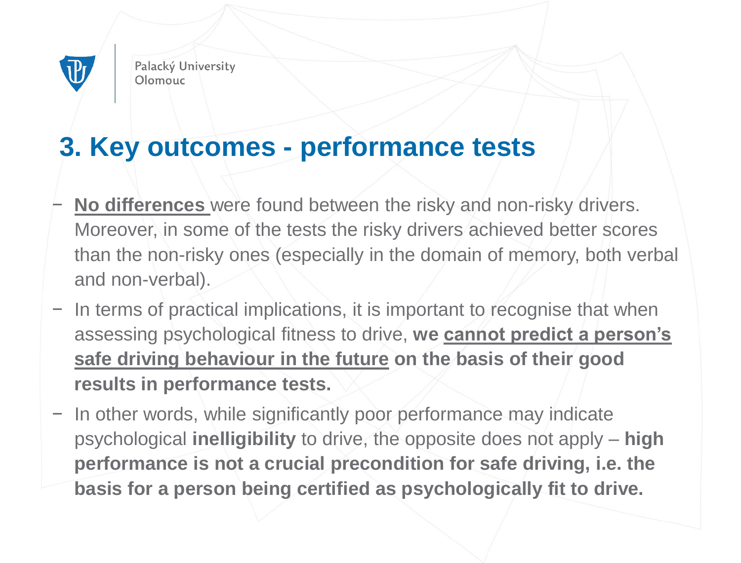## 3. Key outcomes - performance tests

- **No differences** were found between the risky and non-risky drivers. Moreover, in some of the tests the risky drivers achieved better scores than the non-risky ones (especially in the domain of memory, both verbal and non-verbal).
- In terms of practical implications, it is important to recognise that when assessing psychological fitness to drive, **we cannot predict a person's safe driving behaviour in the future on the basis of their good results in performance tests.**
- In other words, while significantly poor performance may indicate psychological **inelligibility** to drive, the opposite does not apply – **high performance is not a crucial precondition for safe driving, i.e. the basis for a person being certified as psychologically fit to drive.**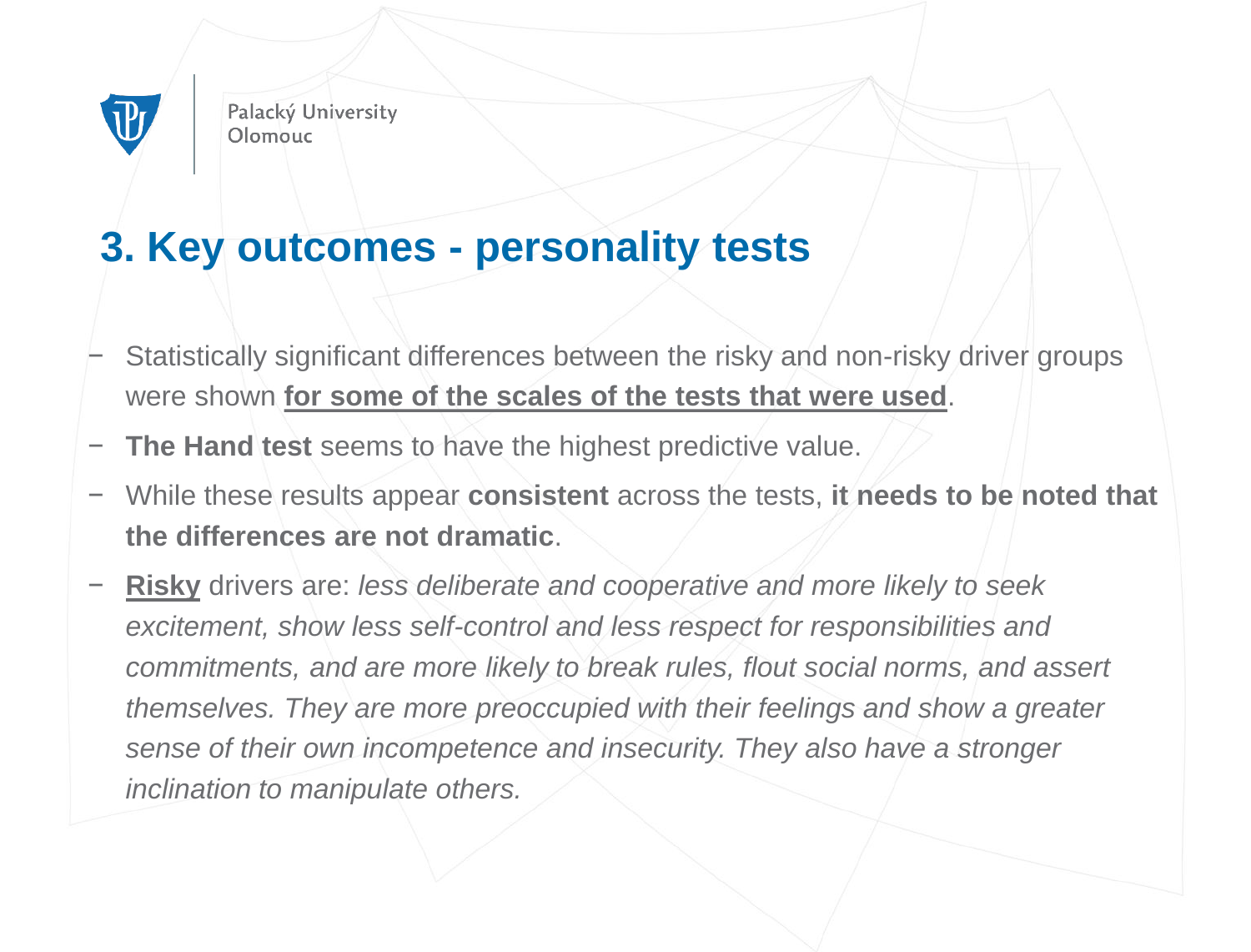# 3. Key outcomes - personality tests

- Statistically significant differences between the risky and non-risky driver groups were shown **for some of the scales of the tests that were used**.
- **The Hand test** seems to have the highest predictive value.
- While these results appear **consistent** across the tests, **it needs to be noted that the differences are not dramatic**.
- **Risky** drivers are: *less deliberate and cooperative and more likely to seek excitement, show less self-control and less respect for responsibilities and commitments, and are more likely to break rules, flout social norms, and assert themselves. They are more preoccupied with their feelings and show a greater sense of their own incompetence and insecurity. They also have a stronger inclination to manipulate others.*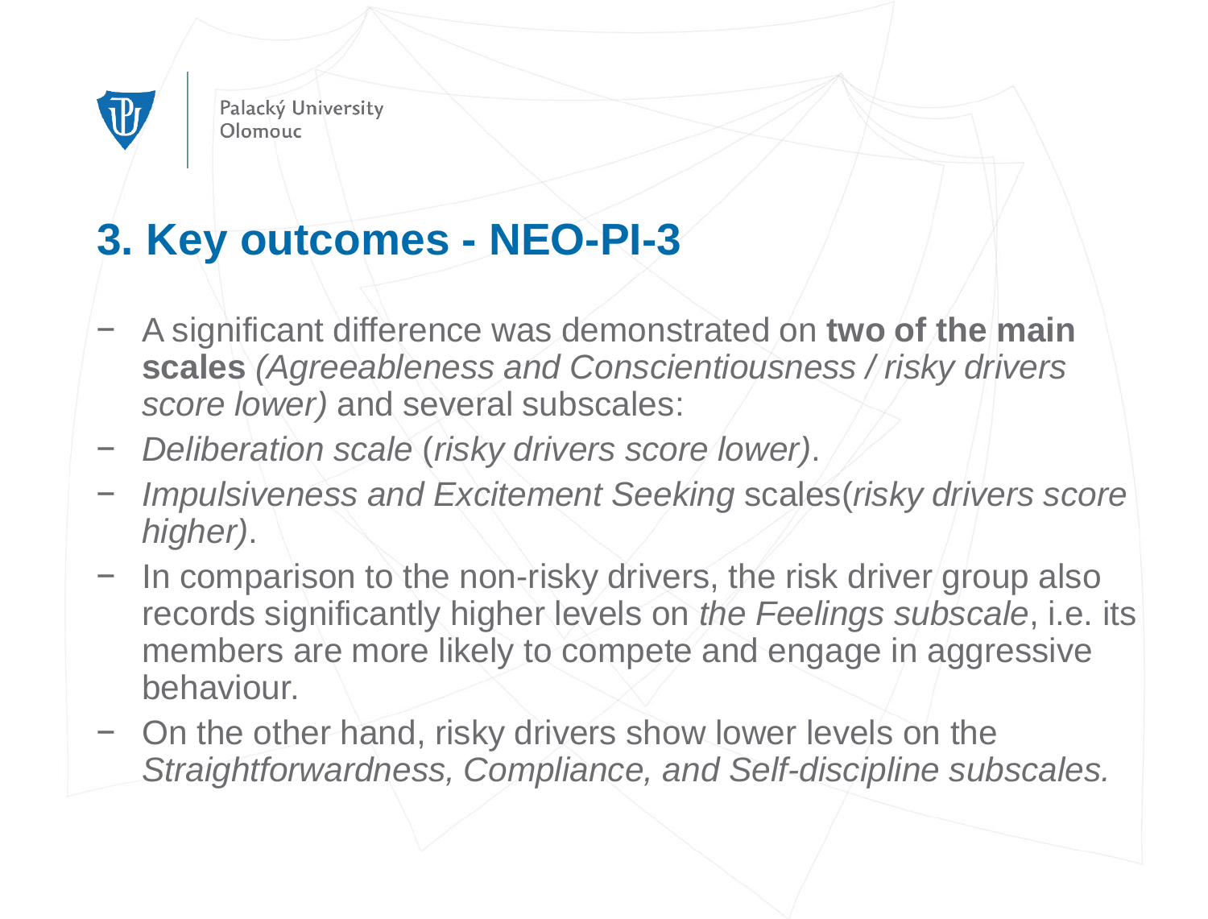## 3. Key outcomes - NEO-PI-3

- A significant difference was demonstrated on **two of the main scales** *(Agreeableness and Conscientiousness / risky drivers score lower)* and several subscales:
- *Deliberation scale* (*risky drivers score lower)*.
- *Impulsiveness and Excitement Seeking* scales(*risky drivers score higher)*.
- In comparison to the non-risky drivers, the risk driver group also records significantly higher levels on *the Feelings subscale*, i.e. its members are more likely to compete and engage in aggressive behaviour.
- On the other hand, risky drivers show lower levels on the *Straightforwardness, Compliance, and Self-discipline subscales.*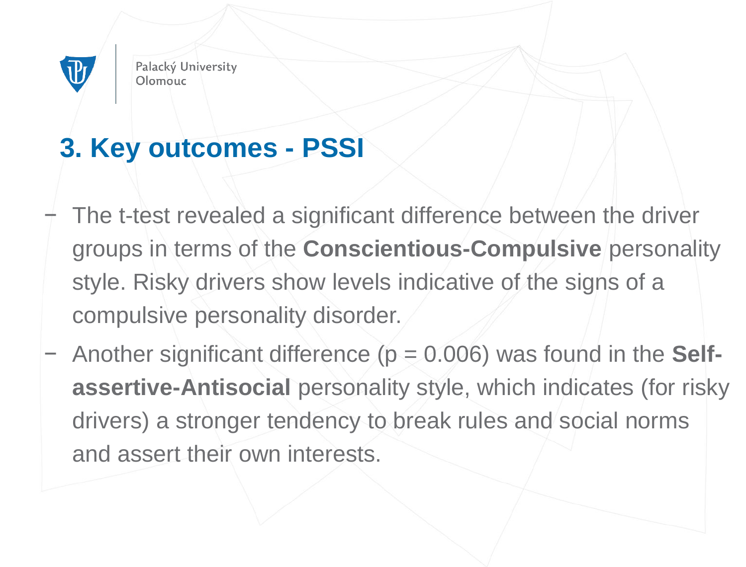# 3. Key outcomes - PSSI

- The t-test revealed a significant difference between the driver groups in terms of the **Conscientious-Compulsive** personality style. Risky drivers show levels indicative of the signs of a compulsive personality disorder.
- Another significant difference ($p = 0.006$) was found in the **Self-assertive-Antisocial** personality style, which indicates (for risky drivers) a stronger tendency to break rules and social norms and assert their own interests.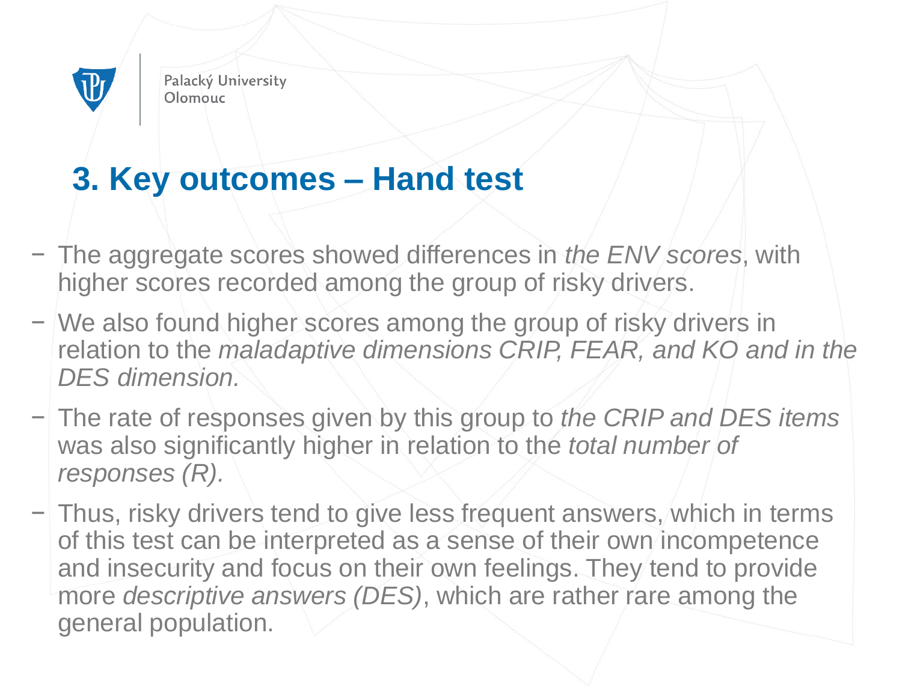## 3. Key outcomes – Hand test

- The aggregate scores showed differences in *the ENV scores*, with higher scores recorded among the group of risky drivers.
- We also found higher scores among the group of risky drivers in relation to the *maladaptive dimensions CRIP, FEAR, and KO and in the DES dimension.*
- The rate of responses given by this group to *the CRIP and DES items* was also significantly higher in relation to the *total number of responses (R).*
- Thus, risky drivers tend to give less frequent answers, which in terms of this test can be interpreted as a sense of their own incompetence and insecurity and focus on their own feelings. They tend to provide more *descriptive answers (DES)*, which are rather rare among the general population.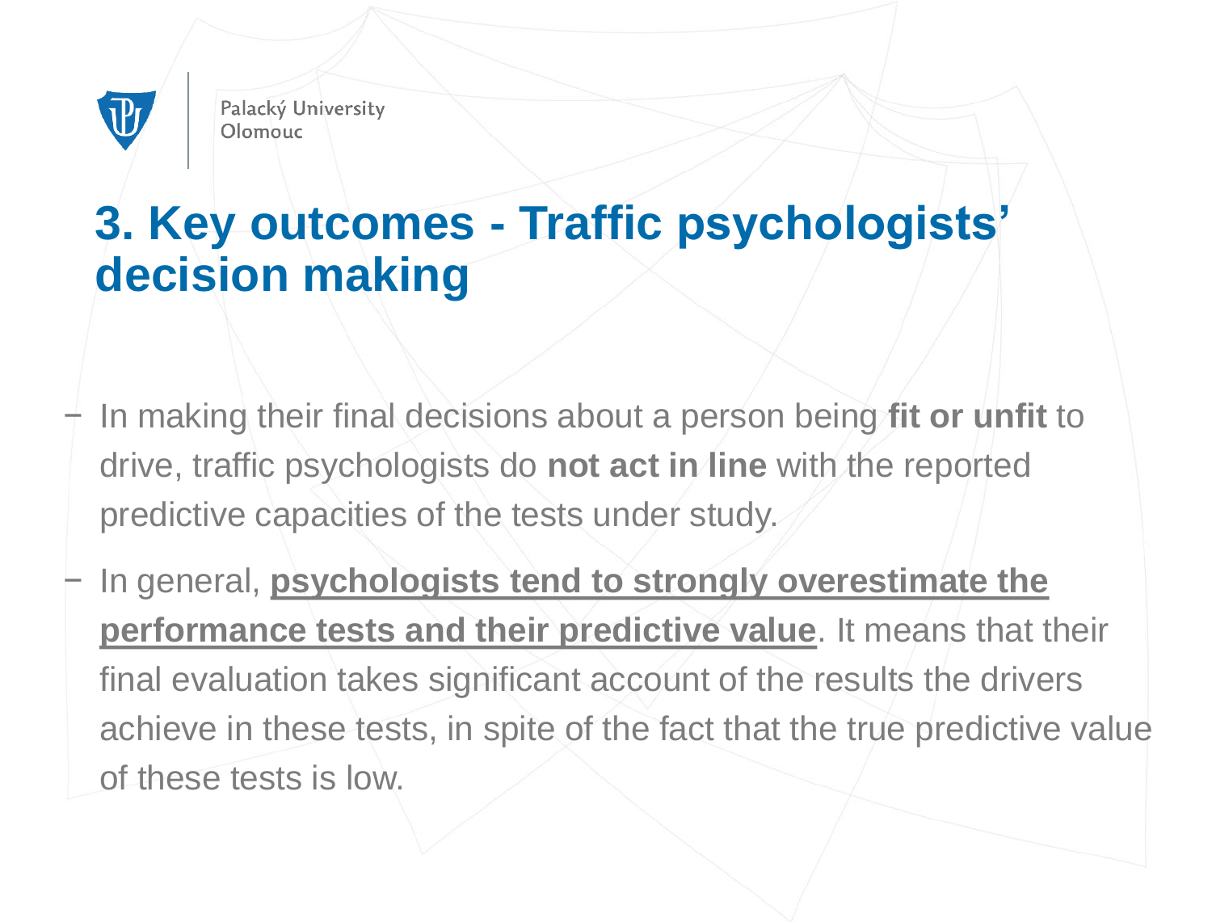# 3. Key outcomes - Traffic psychologists' decision making

- In making their final decisions about a person being **fit or unfit** to drive, traffic psychologists do **not act in line** with the reported predictive capacities of the tests under study.
- In general, **psychologists tend to strongly overestimate the performance tests and their predictive value**. It means that their final evaluation takes significant account of the results the drivers achieve in these tests, in spite of the fact that the true predictive value of these tests is low.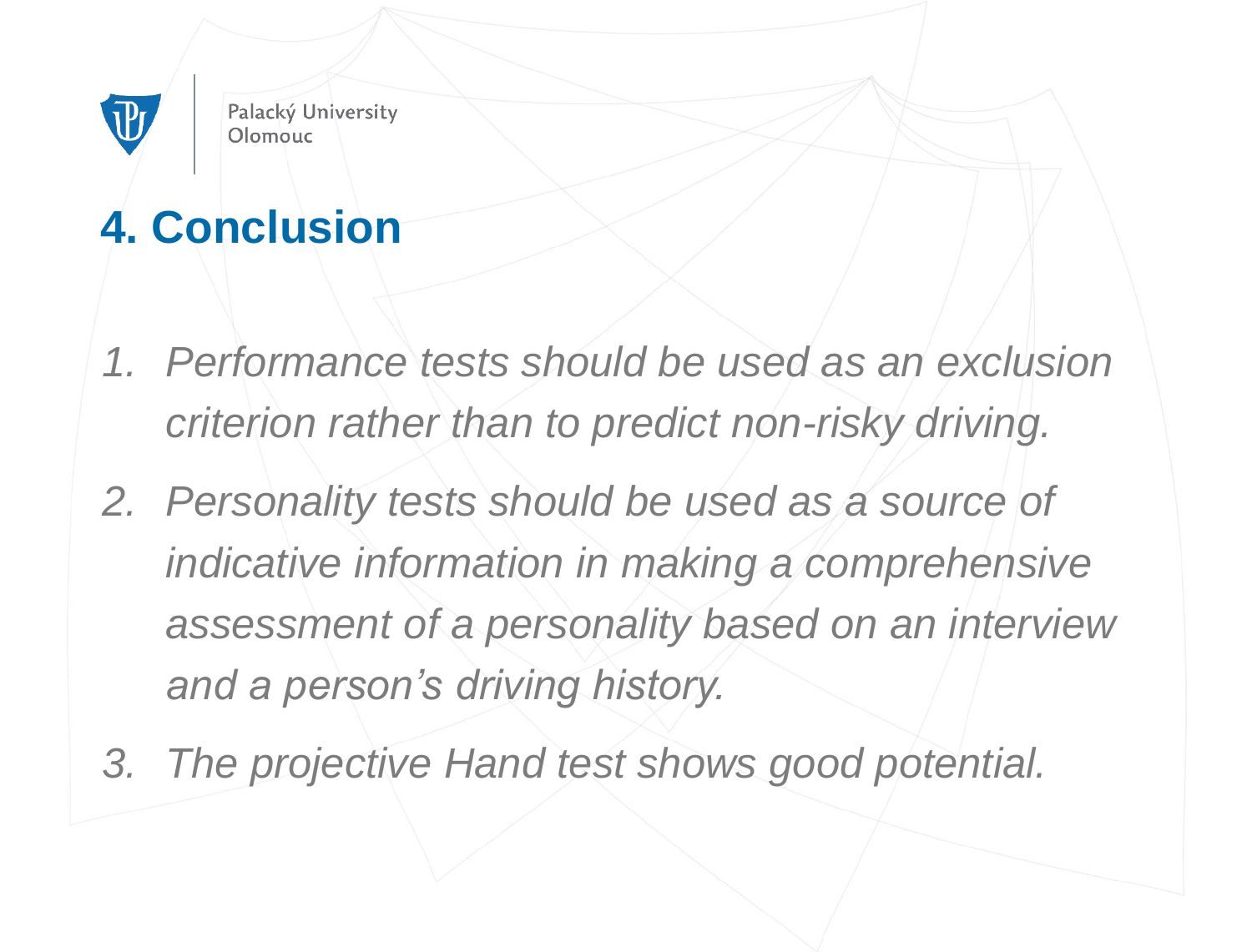# 4. Conclusion

1. *Performance tests should be used as an exclusion criterion rather than to predict non-risky driving.*
2. *Personality tests should be used as a source of indicative information in making a comprehensive assessment of a personality based on an interview and a person's driving history.*
3. *The projective Hand test shows good potential.*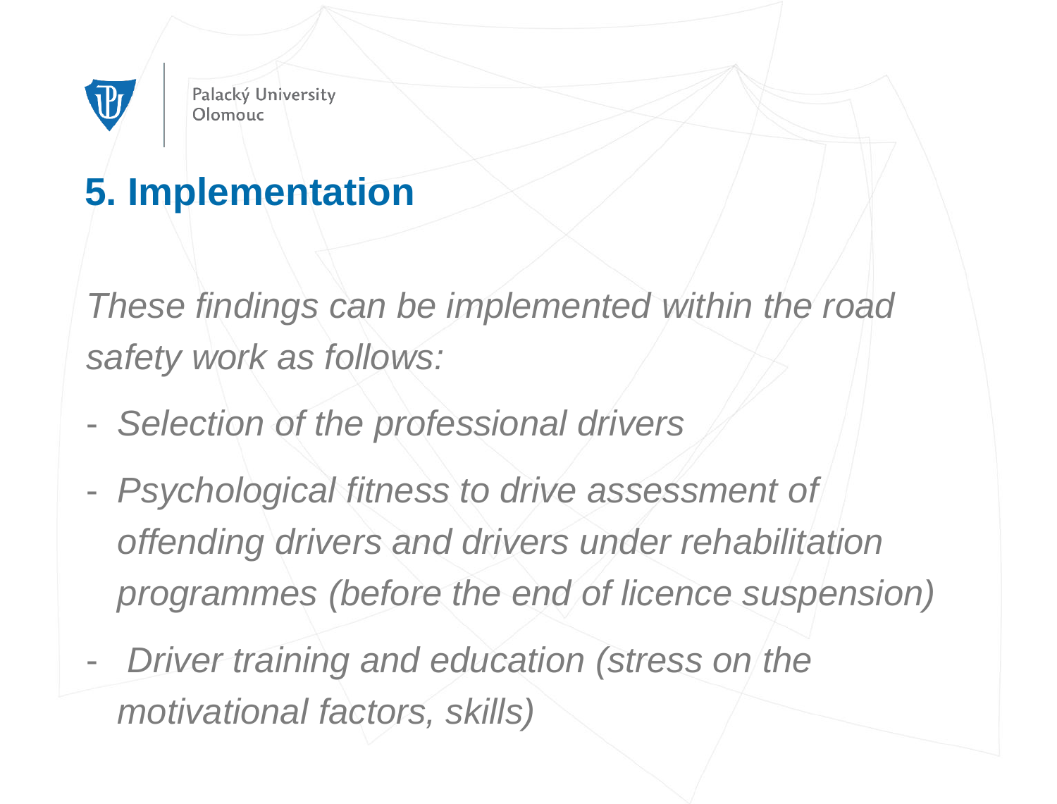## 5. Implementation

*These findings can be implemented within the road safety work as follows:*

- *Selection of the professional drivers*
- *Psychological fitness to drive assessment of offending drivers and drivers under rehabilitation programmes (before the end of licence suspension)*
- *Driver training and education (stress on the motivational factors, skills)*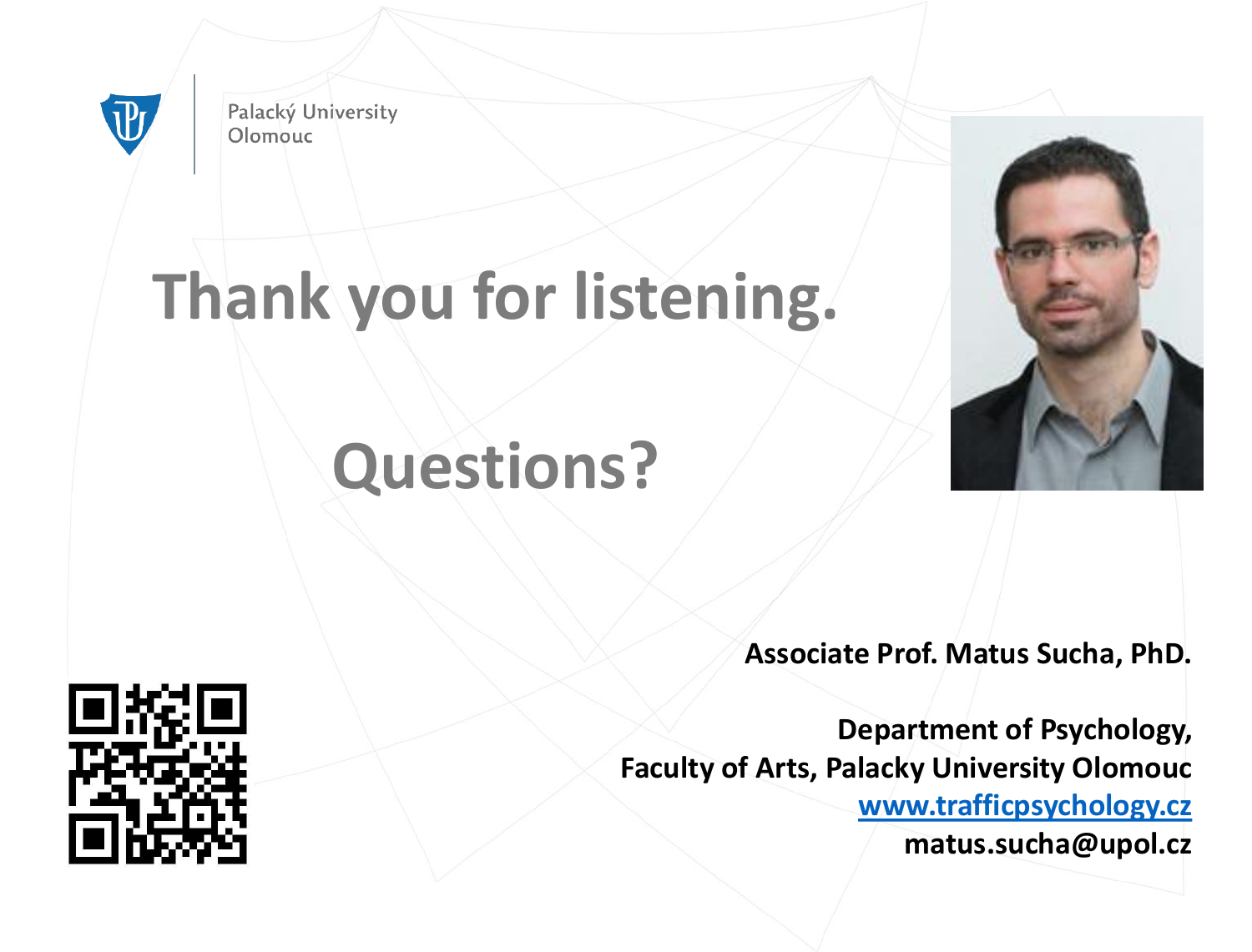Palacký University Olomouc

# Thank you for listening.

# Questions?

**Associate Prof. Matus Sucha, PhD.**

**Department of Psychology,**
**Faculty of Arts, Palacky University Olomouc**
**www.trafficpsychology.cz**
**matus.sucha@upol.cz**